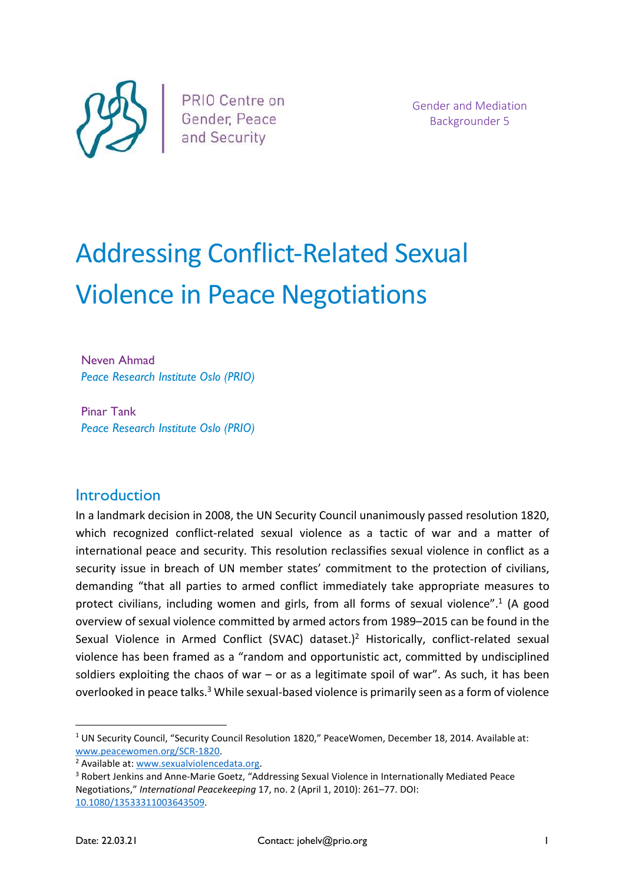PRIO Centre on Gender, Peace and Security

Gender and Mediation Backgrounder 5

# Addressing Conflict-Related Sexual Violence in Peace Negotiations

Neven Ahmad
*Peace Research Institute Oslo (PRIO)*

Pinar Tank
*Peace Research Institute Oslo (PRIO)*

## Introduction

In a landmark decision in 2008, the UN Security Council unanimously passed resolution 1820, which recognized conflict-related sexual violence as a tactic of war and a matter of international peace and security. This resolution reclassifies sexual violence in conflict as a security issue in breach of UN member states' commitment to the protection of civilians, demanding "that all parties to armed conflict immediately take appropriate measures to protect civilians, including women and girls, from all forms of sexual violence".[1] (A good overview of sexual violence committed by armed actors from 1989–2015 can be found in the Sexual Violence in Armed Conflict (SVAC) dataset.)[2] Historically, conflict-related sexual violence has been framed as a "random and opportunistic act, committed by undisciplined soldiers exploiting the chaos of war – or as a legitimate spoil of war". As such, it has been overlooked in peace talks.[3] While sexual-based violence is primarily seen as a form of violence

---

[1] UN Security Council, "Security Council Resolution 1820," PeaceWomen, December 18, 2014. Available at: www.peacewomen.org/SCR-1820.

[2] Available at: www.sexualviolencedata.org.

[3] Robert Jenkins and Anne-Marie Goetz, "Addressing Sexual Violence in Internationally Mediated Peace Negotiations," *International Peacekeeping* 17, no. 2 (April 1, 2010): 261–77. DOI: 10.1080/13533311003643509.

Date: 22.03.21 Contact: johelv@prio.org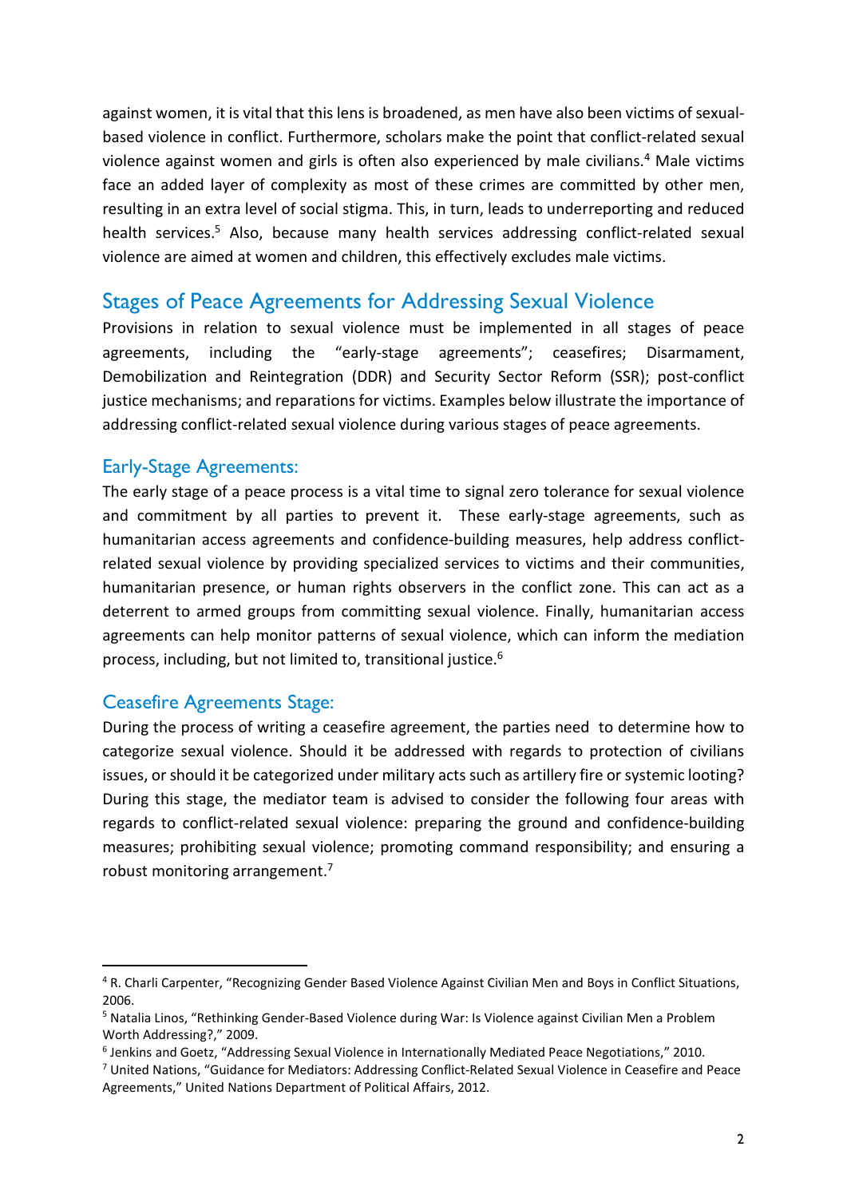against women, it is vital that this lens is broadened, as men have also been victims of sexual-based violence in conflict. Furthermore, scholars make the point that conflict-related sexual violence against women and girls is often also experienced by male civilians.[4] Male victims face an added layer of complexity as most of these crimes are committed by other men, resulting in an extra level of social stigma. This, in turn, leads to underreporting and reduced health services.[5] Also, because many health services addressing conflict-related sexual violence are aimed at women and children, this effectively excludes male victims.

## Stages of Peace Agreements for Addressing Sexual Violence

Provisions in relation to sexual violence must be implemented in all stages of peace agreements, including the "early-stage agreements"; ceasefires; Disarmament, Demobilization and Reintegration (DDR) and Security Sector Reform (SSR); post-conflict justice mechanisms; and reparations for victims. Examples below illustrate the importance of addressing conflict-related sexual violence during various stages of peace agreements.

### Early-Stage Agreements:

The early stage of a peace process is a vital time to signal zero tolerance for sexual violence and commitment by all parties to prevent it. These early-stage agreements, such as humanitarian access agreements and confidence-building measures, help address conflict-related sexual violence by providing specialized services to victims and their communities, humanitarian presence, or human rights observers in the conflict zone. This can act as a deterrent to armed groups from committing sexual violence. Finally, humanitarian access agreements can help monitor patterns of sexual violence, which can inform the mediation process, including, but not limited to, transitional justice.[6]

### Ceasefire Agreements Stage:

During the process of writing a ceasefire agreement, the parties need to determine how to categorize sexual violence. Should it be addressed with regards to protection of civilians issues, or should it be categorized under military acts such as artillery fire or systemic looting? During this stage, the mediator team is advised to consider the following four areas with regards to conflict-related sexual violence: preparing the ground and confidence-building measures; prohibiting sexual violence; promoting command responsibility; and ensuring a robust monitoring arrangement.[7]

---

[4] R. Charli Carpenter, "Recognizing Gender Based Violence Against Civilian Men and Boys in Conflict Situations, 2006.

[5] Natalia Linos, "Rethinking Gender-Based Violence during War: Is Violence against Civilian Men a Problem Worth Addressing?," 2009.

[6] Jenkins and Goetz, "Addressing Sexual Violence in Internationally Mediated Peace Negotiations," 2010.

[7] United Nations, "Guidance for Mediators: Addressing Conflict-Related Sexual Violence in Ceasefire and Peace Agreements," United Nations Department of Political Affairs, 2012.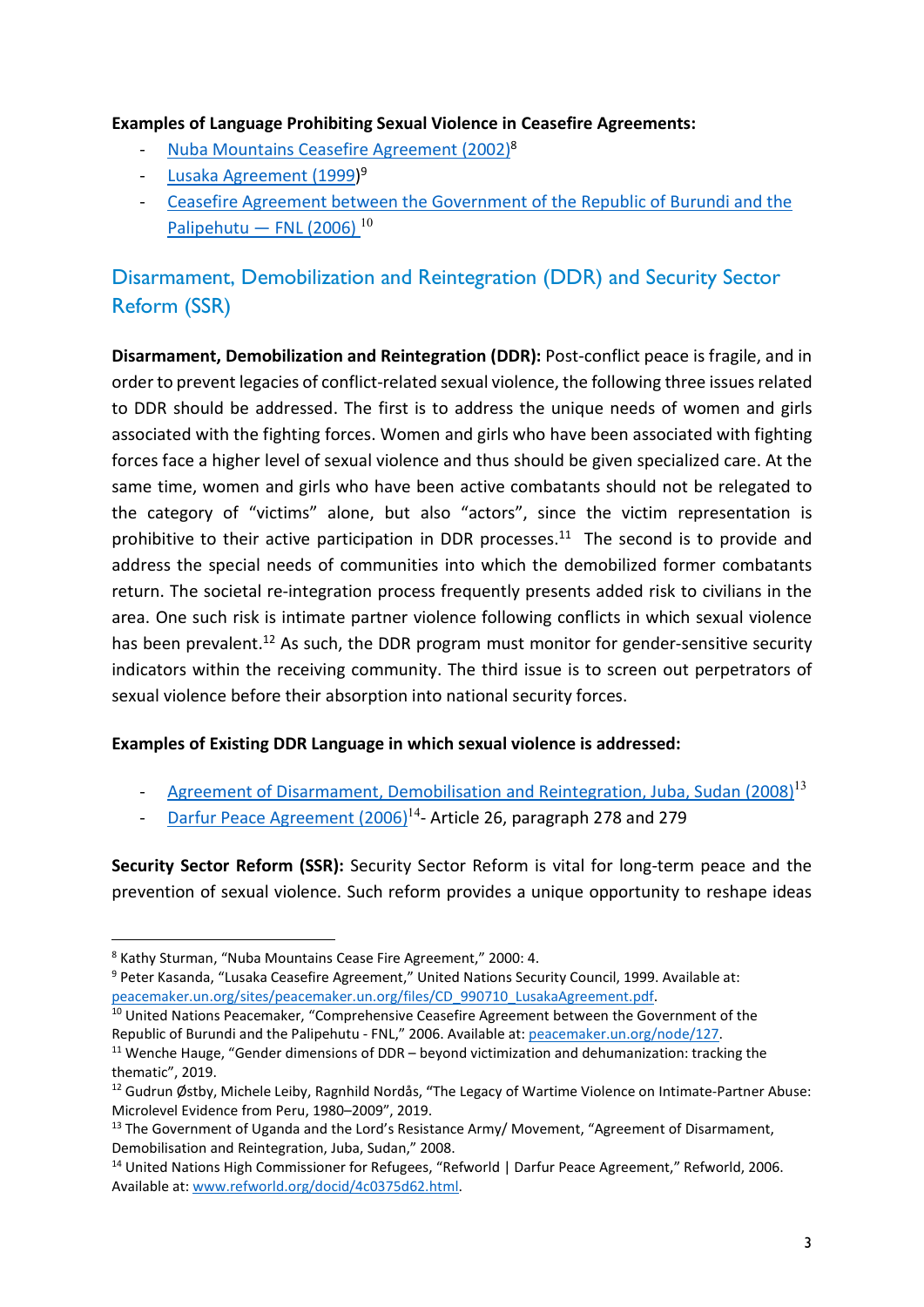**Examples of Language Prohibiting Sexual Violence in Ceasefire Agreements:**

- Nuba Mountains Ceasefire Agreement (2002)[8]
- Lusaka Agreement (1999)[9]
- Ceasefire Agreement between the Government of the Republic of Burundi and the Palipehutu — FNL (2006) [10]

## Disarmament, Demobilization and Reintegration (DDR) and Security Sector Reform (SSR)

**Disarmament, Demobilization and Reintegration (DDR):** Post-conflict peace is fragile, and in order to prevent legacies of conflict-related sexual violence, the following three issues related to DDR should be addressed. The first is to address the unique needs of women and girls associated with the fighting forces. Women and girls who have been associated with fighting forces face a higher level of sexual violence and thus should be given specialized care. At the same time, women and girls who have been active combatants should not be relegated to the category of "victims" alone, but also "actors", since the victim representation is prohibitive to their active participation in DDR processes.[11] The second is to provide and address the special needs of communities into which the demobilized former combatants return. The societal re-integration process frequently presents added risk to civilians in the area. One such risk is intimate partner violence following conflicts in which sexual violence has been prevalent.[12] As such, the DDR program must monitor for gender-sensitive security indicators within the receiving community. The third issue is to screen out perpetrators of sexual violence before their absorption into national security forces.

**Examples of Existing DDR Language in which sexual violence is addressed:**

- Agreement of Disarmament, Demobilisation and Reintegration, Juba, Sudan (2008)[13]
- Darfur Peace Agreement (2006)[14]- Article 26, paragraph 278 and 279

**Security Sector Reform (SSR):** Security Sector Reform is vital for long-term peace and the prevention of sexual violence. Such reform provides a unique opportunity to reshape ideas

---

[8] Kathy Sturman, "Nuba Mountains Cease Fire Agreement," 2000: 4.

[9] Peter Kasanda, "Lusaka Ceasefire Agreement," United Nations Security Council, 1999. Available at: peacemaker.un.org/sites/peacemaker.un.org/files/CD_990710_LusakaAgreement.pdf.

[10] United Nations Peacemaker, "Comprehensive Ceasefire Agreement between the Government of the Republic of Burundi and the Palipehutu - FNL," 2006. Available at: peacemaker.un.org/node/127.

[11] Wenche Hauge, "Gender dimensions of DDR – beyond victimization and dehumanization: tracking the thematic", 2019.

[12] Gudrun Østby, Michele Leiby, Ragnhild Nordås, "The Legacy of Wartime Violence on Intimate-Partner Abuse: Microlevel Evidence from Peru, 1980–2009", 2019.

[13] The Government of Uganda and the Lord's Resistance Army/ Movement, "Agreement of Disarmament, Demobilisation and Reintegration, Juba, Sudan," 2008.

[14] United Nations High Commissioner for Refugees, "Refworld | Darfur Peace Agreement," Refworld, 2006. Available at: www.refworld.org/docid/4c0375d62.html.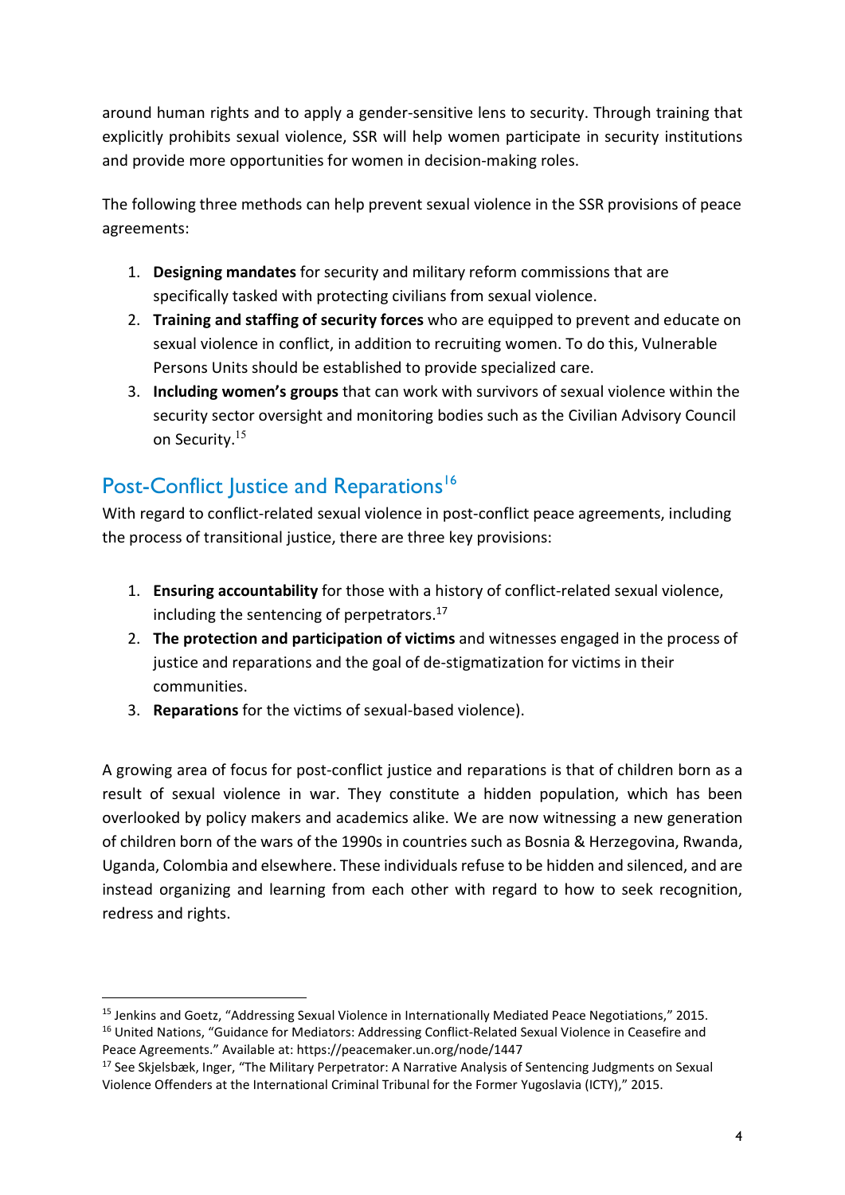around human rights and to apply a gender-sensitive lens to security. Through training that explicitly prohibits sexual violence, SSR will help women participate in security institutions and provide more opportunities for women in decision-making roles.

The following three methods can help prevent sexual violence in the SSR provisions of peace agreements:

1. **Designing mandates** for security and military reform commissions that are specifically tasked with protecting civilians from sexual violence.
2. **Training and staffing of security forces** who are equipped to prevent and educate on sexual violence in conflict, in addition to recruiting women. To do this, Vulnerable Persons Units should be established to provide specialized care.
3. **Including women's groups** that can work with survivors of sexual violence within the security sector oversight and monitoring bodies such as the Civilian Advisory Council on Security.[15]

## Post-Conflict Justice and Reparations[16]

With regard to conflict-related sexual violence in post-conflict peace agreements, including the process of transitional justice, there are three key provisions:

1. **Ensuring accountability** for those with a history of conflict-related sexual violence, including the sentencing of perpetrators.[17]
2. **The protection and participation of victims** and witnesses engaged in the process of justice and reparations and the goal of de-stigmatization for victims in their communities.
3. **Reparations** for the victims of sexual-based violence).

A growing area of focus for post-conflict justice and reparations is that of children born as a result of sexual violence in war. They constitute a hidden population, which has been overlooked by policy makers and academics alike. We are now witnessing a new generation of children born of the wars of the 1990s in countries such as Bosnia & Herzegovina, Rwanda, Uganda, Colombia and elsewhere. These individuals refuse to be hidden and silenced, and are instead organizing and learning from each other with regard to how to seek recognition, redress and rights.

---

[15] Jenkins and Goetz, "Addressing Sexual Violence in Internationally Mediated Peace Negotiations," 2015.

[16] United Nations, "Guidance for Mediators: Addressing Conflict-Related Sexual Violence in Ceasefire and Peace Agreements." Available at: https://peacemaker.un.org/node/1447

[17] See Skjelsbæk, Inger, "The Military Perpetrator: A Narrative Analysis of Sentencing Judgments on Sexual Violence Offenders at the International Criminal Tribunal for the Former Yugoslavia (ICTY)," 2015.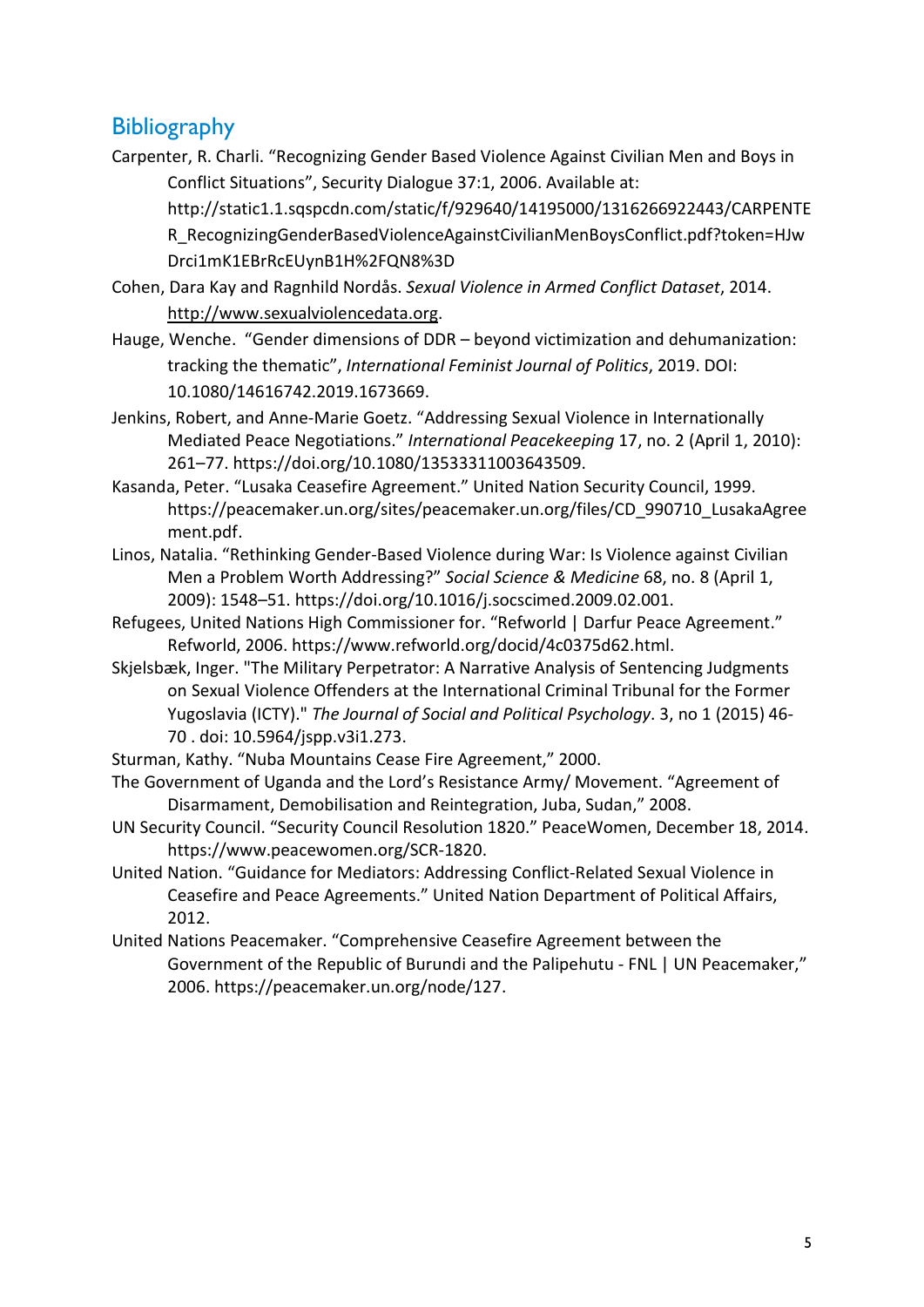## Bibliography

Carpenter, R. Charli. “Recognizing Gender Based Violence Against Civilian Men and Boys in Conflict Situations”, Security Dialogue 37:1, 2006. Available at: http://static1.1.sqspcdn.com/static/f/929640/14195000/1316266922443/CARPENTER_RecognizingGenderBasedViolenceAgainstCivilianMenBoysConflict.pdf?token=HJwDrci1mK1EBrRcEUynB1H%2FQN8%3D

Cohen, Dara Kay and Ragnhild Nordås. *Sexual Violence in Armed Conflict Dataset*, 2014. http://www.sexualviolencedata.org.

Hauge, Wenche. “Gender dimensions of DDR – beyond victimization and dehumanization: tracking the thematic”, *International Feminist Journal of Politics*, 2019. DOI: 10.1080/14616742.2019.1673669.

Jenkins, Robert, and Anne-Marie Goetz. “Addressing Sexual Violence in Internationally Mediated Peace Negotiations.” *International Peacekeeping* 17, no. 2 (April 1, 2010): 261–77. https://doi.org/10.1080/13533311003643509.

Kasanda, Peter. “Lusaka Ceasefire Agreement.” United Nation Security Council, 1999. https://peacemaker.un.org/sites/peacemaker.un.org/files/CD_990710_LusakaAgreement.pdf.

Linos, Natalia. “Rethinking Gender-Based Violence during War: Is Violence against Civilian Men a Problem Worth Addressing?” *Social Science & Medicine* 68, no. 8 (April 1, 2009): 1548–51. https://doi.org/10.1016/j.socscimed.2009.02.001.

Refugees, United Nations High Commissioner for. “Refworld | Darfur Peace Agreement.” Refworld, 2006. https://www.refworld.org/docid/4c0375d62.html.

Skjelsbæk, Inger. "The Military Perpetrator: A Narrative Analysis of Sentencing Judgments on Sexual Violence Offenders at the International Criminal Tribunal for the Former Yugoslavia (ICTY)." *The Journal of Social and Political Psychology*. 3, no 1 (2015) 46-70 . doi: 10.5964/jspp.v3i1.273.

Sturman, Kathy. “Nuba Mountains Cease Fire Agreement,” 2000.

The Government of Uganda and the Lord’s Resistance Army/ Movement. “Agreement of Disarmament, Demobilisation and Reintegration, Juba, Sudan,” 2008.

UN Security Council. “Security Council Resolution 1820.” PeaceWomen, December 18, 2014. https://www.peacewomen.org/SCR-1820.

United Nation. “Guidance for Mediators: Addressing Conflict-Related Sexual Violence in Ceasefire and Peace Agreements.” United Nation Department of Political Affairs, 2012.

United Nations Peacemaker. “Comprehensive Ceasefire Agreement between the Government of the Republic of Burundi and the Palipehutu - FNL | UN Peacemaker,” 2006. https://peacemaker.un.org/node/127.